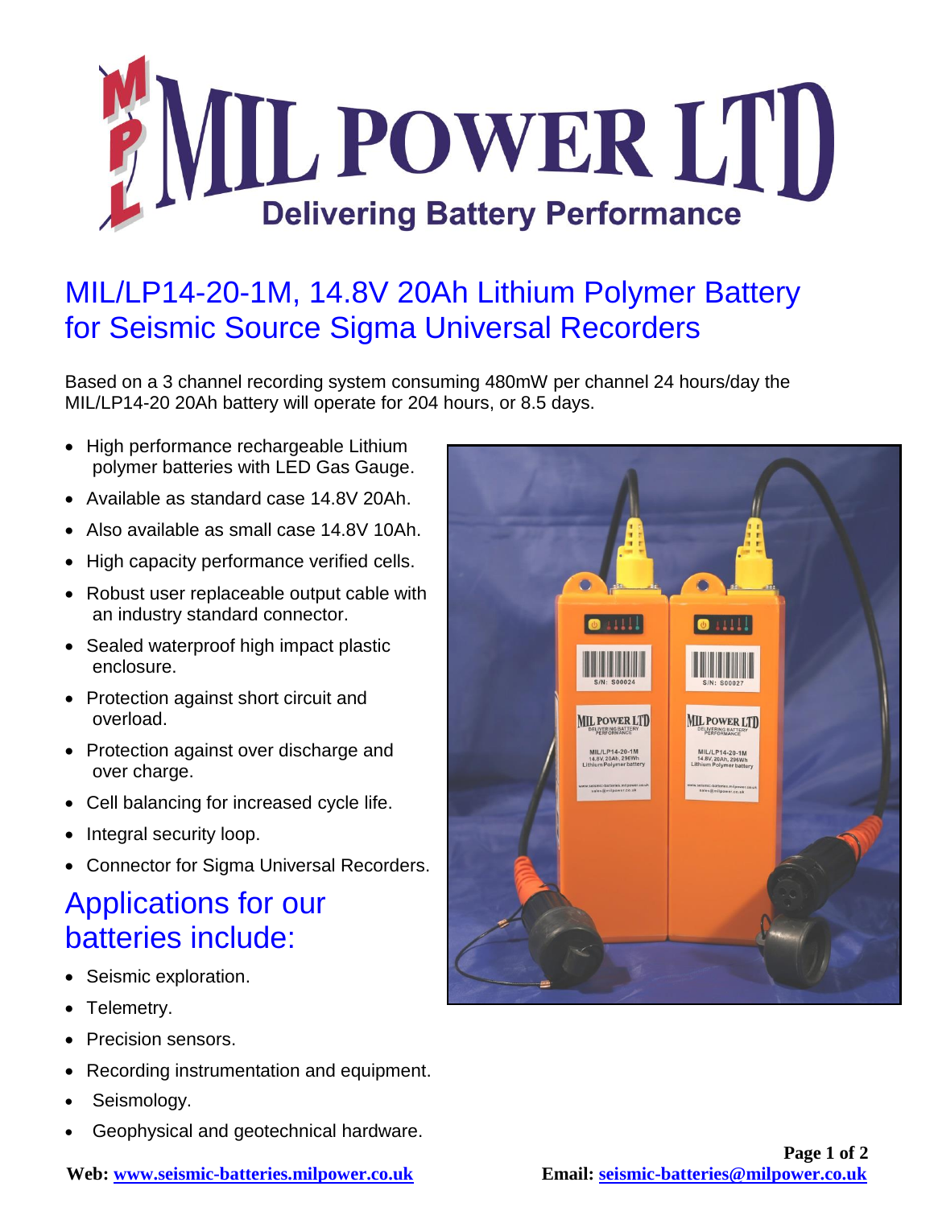# MIL POWER LTD

**Delivering Battery Performance**

## MIL/LP14-20-1M, 14.8V 20Ah Lithium Polymer Battery for Seismic Source Sigma Universal Recorders

Based on a 3 channel recording system consuming 480mW per channel 24 hours/day the MIL/LP14-20 20Ah battery will operate for 204 hours, or 8.5 days.

- High performance rechargeable Lithium polymer batteries with LED Gas Gauge.
- Available as standard case 14.8V 20Ah.
- Also available as small case 14.8V 10Ah.
- High capacity performance verified cells.
- Robust user replaceable output cable with an industry standard connector.
- Sealed waterproof high impact plastic enclosure.
- Protection against short circuit and overload.
- Protection against over discharge and over charge.
- Cell balancing for increased cycle life.
- Integral security loop.
- Connector for Sigma Universal Recorders.

## Applications for our batteries include:

- Seismic exploration.
- Telemetry.
- Precision sensors.
- Recording instrumentation and equipment.
- Seismology.
- Geophysical and geotechnical hardware.

**Web: [www.seismic-batteries.milpower.co.uk](www.seismic-batteries.milpower.co.uk)** **Email: [seismic-batteries@milpower.co.uk](mailto:seismic-batteries@milpower.co.uk)**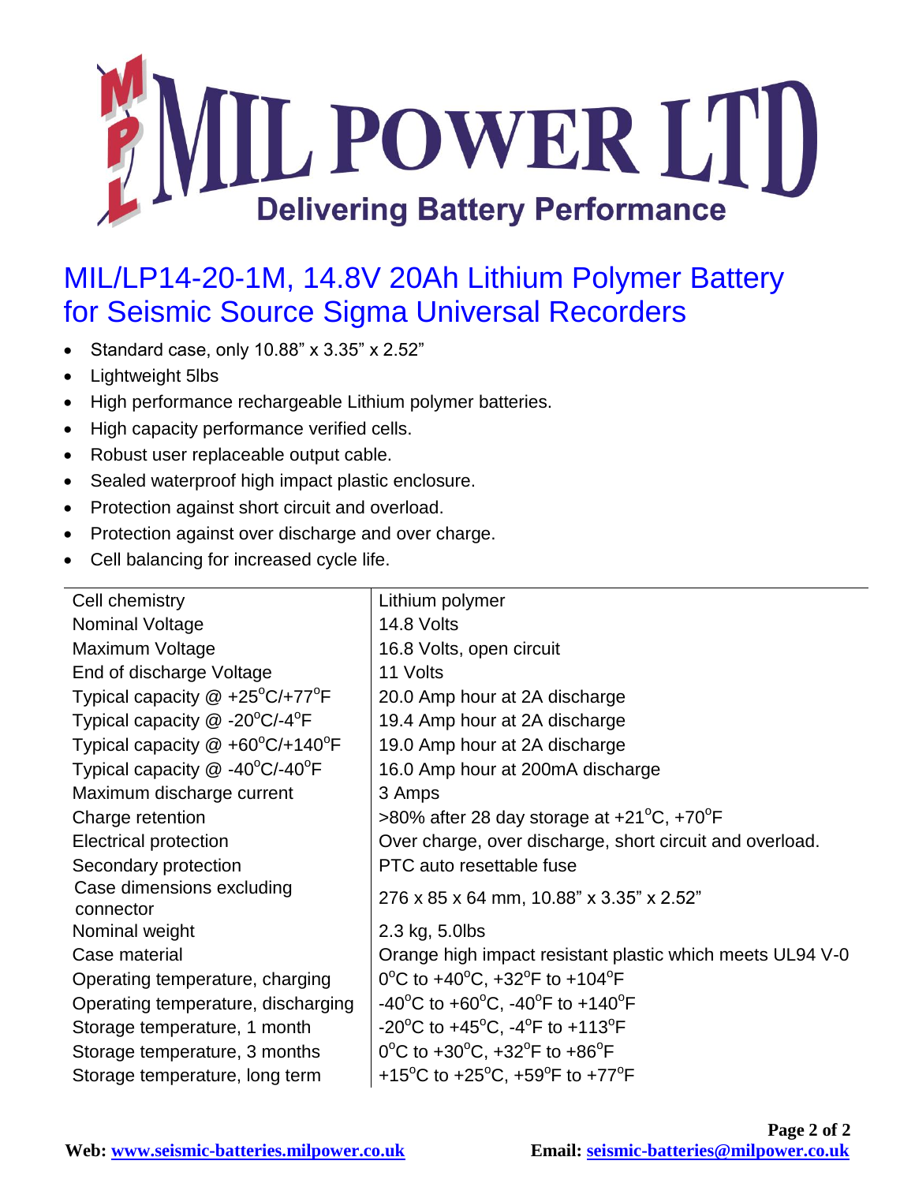# MIL POWER LTD

**Delivering Battery Performance**

## MIL/LP14-20-1M, 14.8V 20Ah Lithium Polymer Battery for Seismic Source Sigma Universal Recorders

- Standard case, only 10.88" x 3.35" x 2.52"
- Lightweight 5lbs
- High performance rechargeable Lithium polymer batteries.
- High capacity performance verified cells.
- Robust user replaceable output cable.
- Sealed waterproof high impact plastic enclosure.
- Protection against short circuit and overload.
- Protection against over discharge and over charge.
- Cell balancing for increased cycle life.

| | |
|---|---|
| Cell chemistry | Lithium polymer |
| Nominal Voltage | 14.8 Volts |
| Maximum Voltage | 16.8 Volts, open circuit |
| End of discharge Voltage | 11 Volts |
| Typical capacity @ +25°C/+77°F | 20.0 Amp hour at 2A discharge |
| Typical capacity @ -20°C/-4°F | 19.4 Amp hour at 2A discharge |
| Typical capacity @ +60°C/+140°F | 19.0 Amp hour at 2A discharge |
| Typical capacity @ -40°C/-40°F | 16.0 Amp hour at 200mA discharge |
| Maximum discharge current | 3 Amps |
| Charge retention | >80% after 28 day storage at +21°C, +70°F |
| Electrical protection | Over charge, over discharge, short circuit and overload. |
| Secondary protection | PTC auto resettable fuse |
| Case dimensions excluding connector | 276 x 85 x 64 mm, 10.88" x 3.35" x 2.52" |
| Nominal weight | 2.3 kg, 5.0lbs |
| Case material | Orange high impact resistant plastic which meets UL94 V-0 |
| Operating temperature, charging | 0°C to +40°C, +32°F to +104°F |
| Operating temperature, discharging | -40°C to +60°C, -40°F to +140°F |
| Storage temperature, 1 month | -20°C to +45°C, -4°F to +113°F |
| Storage temperature, 3 months | 0°C to +30°C, +32°F to +86°F |
| Storage temperature, long term | +15°C to +25°C, +59°F to +77°F |

**Web: www.seismic-batteries.milpower.co.uk** **Email: seismic-batteries@milpower.co.uk**